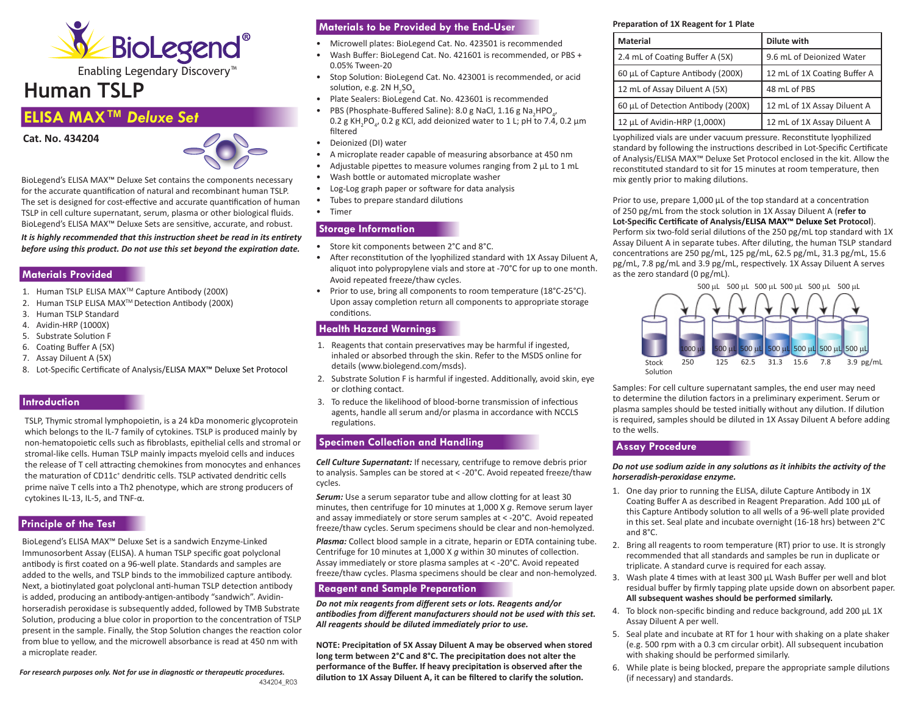# Human TSLP

## ELISA MAX™ *Deluxe Set*

**Cat. No. 434204**

BioLegend's ELISA MAX™ Deluxe Set contains the components necessary for the accurate quantification of natural and recombinant human TSLP. The set is designed for cost-effective and accurate quantification of human TSLP in cell culture supernatant, serum, plasma or other biological fluids. BioLegend's ELISA MAX™ Deluxe Sets are sensitive, accurate, and robust.

***It is highly recommended that this instruction sheet be read in its entirety before using this product. Do not use this set beyond the expiration date.***

## Materials Provided

1. Human TSLP ELISA MAX™ Capture Antibody (200X)
2. Human TSLP ELISA MAX™ Detection Antibody (200X)
3. Human TSLP Standard
4. Avidin-HRP (1000X)
5. Substrate Solution F
6. Coating Buffer A (5X)
7. Assay Diluent A (5X)
8. Lot-Specific Certificate of Analysis/ELISA MAX™ Deluxe Set Protocol

## Introduction

TSLP, Thymic stromal lymphopoietin, is a 24 kDa monomeric glycoprotein which belongs to the IL-7 family of cytokines. TSLP is produced mainly by non-hematopoietic cells such as fibroblasts, epithelial cells and stromal or stromal-like cells. Human TSLP mainly impacts myeloid cells and induces the release of T cell attracting chemokines from monocytes and enhances the maturation of CD11c+ dendritic cells. TSLP activated dendritic cells prime naïve T cells into a Th2 phenotype, which are strong producers of cytokines IL-13, IL-5, and TNF-α.

## Principle of the Test

BioLegend's ELISA MAX™ Deluxe Set is a sandwich Enzyme-Linked Immunosorbent Assay (ELISA). A human TSLP specific goat polyclonal antibody is first coated on a 96-well plate. Standards and samples are added to the wells, and TSLP binds to the immobilized capture antibody. Next, a biotinylated goat polyclonal anti-human TSLP detection antibody is added, producing an antibody-antigen-antibody "sandwich". Avidin-horseradish peroxidase is subsequently added, followed by TMB Substrate Solution, producing a blue color in proportion to the concentration of TSLP present in the sample. Finally, the Stop Solution changes the reaction color from blue to yellow, and the microwell absorbance is read at 450 nm with a microplate reader.

*For research purposes only. Not for use in diagnostic or therapeutic procedures.*

434204_R03

## Materials to be Provided by the End-User

- Microwell plates: BioLegend Cat. No. 423501 is recommended
- Wash Buffer: BioLegend Cat. No. 421601 is recommended, or PBS + 0.05% Tween-20
- Stop Solution: BioLegend Cat. No. 423001 is recommended, or acid solution, e.g. 2N $H_2SO_4$
- Plate Sealers: BioLegend Cat. No. 423601 is recommended
- PBS (Phosphate-Buffered Saline): 8.0 g NaCl, 1.16 g $Na_2HPO_4$, 0.2 g $KH_2PO_4$, 0.2 g KCl, add deionized water to 1 L; pH to 7.4, 0.2 µm filtered
- Deionized (DI) water
- A microplate reader capable of measuring absorbance at 450 nm
- Adjustable pipettes to measure volumes ranging from 2 µL to 1 mL
- Wash bottle or automated microplate washer
- Log-Log graph paper or software for data analysis
- Tubes to prepare standard dilutions
- Timer

## Storage Information

- Store kit components between 2°C and 8°C.
- After reconstitution of the lyophilized standard with 1X Assay Diluent A, aliquot into polypropylene vials and store at -70°C for up to one month. Avoid repeated freeze/thaw cycles.
- Prior to use, bring all components to room temperature (18°C-25°C). Upon assay completion return all components to appropriate storage conditions.

## Health Hazard Warnings

1. Reagents that contain preservatives may be harmful if ingested, inhaled or absorbed through the skin. Refer to the MSDS online for details (www.biolegend.com/msds).
2. Substrate Solution F is harmful if ingested. Additionally, avoid skin, eye or clothing contact.
3. To reduce the likelihood of blood-borne transmission of infectious agents, handle all serum and/or plasma in accordance with NCCLS regulations.

## Specimen Collection and Handling

***Cell Culture Supernatant:*** If necessary, centrifuge to remove debris prior to analysis. Samples can be stored at < -20°C. Avoid repeated freeze/thaw cycles.

***Serum:*** Use a serum separator tube and allow clotting for at least 30 minutes, then centrifuge for 10 minutes at 1,000 X *g*. Remove serum layer and assay immediately or store serum samples at < -20°C. Avoid repeated freeze/thaw cycles. Serum specimens should be clear and non-hemolyzed.

***Plasma:*** Collect blood sample in a citrate, heparin or EDTA containing tube. Centrifuge for 10 minutes at 1,000 X *g* within 30 minutes of collection. Assay immediately or store plasma samples at < -20°C. Avoid repeated freeze/thaw cycles. Plasma specimens should be clear and non-hemolyzed.

## Reagent and Sample Preparation

***Do not mix reagents from different sets or lots. Reagents and/or antibodies from different manufacturers should not be used with this set. All reagents should be diluted immediately prior to use.***

**NOTE: Precipitation of 5X Assay Diluent A may be observed when stored long term between 2°C and 8°C. The precipitation does not alter the performance of the Buffer. If heavy precipitation is observed after the dilution to 1X Assay Diluent A, it can be filtered to clarify the solution.**

**Preparation of 1X Reagent for 1 Plate**

| Material | Dilute with |
|---|---|
| 2.4 mL of Coating Buffer A (5X) | 9.6 mL of Deionized Water |
| 60 µL of Capture Antibody (200X) | 12 mL of 1X Coating Buffer A |
| 12 mL of Assay Diluent A (5X) | 48 mL of PBS |
| 60 µL of Detection Antibody (200X) | 12 mL of 1X Assay Diluent A |
| 12 µL of Avidin-HRP (1,000X) | 12 mL of 1X Assay Diluent A |

Lyophilized vials are under vacuum pressure. Reconstitute lyophilized standard by following the instructions described in Lot-Specific Certificate of Analysis/ELISA MAX™ Deluxe Set Protocol enclosed in the kit. Allow the reconstituted standard to sit for 15 minutes at room temperature, then mix gently prior to making dilutions.

Prior to use, prepare 1,000 µL of the top standard at a concentration of 250 pg/mL from the stock solution in 1X Assay Diluent A (**refer to Lot-Specific Certificate of Analysis/ELISA MAX™ Deluxe Set Protocol**). Perform six two-fold serial dilutions of the 250 pg/mL top standard with 1X Assay Diluent A in separate tubes. After diluting, the human TSLP standard concentrations are 250 pg/mL, 125 pg/mL, 62.5 pg/mL, 31.3 pg/mL, 15.6 pg/mL, 7.8 pg/mL and 3.9 pg/mL, respectively. 1X Assay Diluent A serves as the zero standard (0 pg/mL).

Stock Solution → 1000 µL (250) → 500 µL (125) → 500 µL (62.5) → 500 µL (31.3) → 500 µL (15.6) → 500 µL (7.8) → 500 µL (3.9 pg/mL); 500 µL transferred at each step.

Samples: For cell culture supernatant samples, the end user may need to determine the dilution factors in a preliminary experiment. Serum or plasma samples should be tested initially without any dilution. If dilution is required, samples should be diluted in 1X Assay Diluent A before adding to the wells.

## Assay Procedure

***Do not use sodium azide in any solutions as it inhibits the activity of the horseradish-peroxidase enzyme.***

1. One day prior to running the ELISA, dilute Capture Antibody in 1X Coating Buffer A as described in Reagent Preparation. Add 100 µL of this Capture Antibody solution to all wells of a 96-well plate provided in this set. Seal plate and incubate overnight (16-18 hrs) between 2°C and 8°C.
2. Bring all reagents to room temperature (RT) prior to use. It is strongly recommended that all standards and samples be run in duplicate or triplicate. A standard curve is required for each assay.
3. Wash plate 4 times with at least 300 µL Wash Buffer per well and blot residual buffer by firmly tapping plate upside down on absorbent paper. **All subsequent washes should be performed similarly.**
4. To block non-specific binding and reduce background, add 200 µL 1X Assay Diluent A per well.
5. Seal plate and incubate at RT for 1 hour with shaking on a plate shaker (e.g. 500 rpm with a 0.3 cm circular orbit). All subsequent incubation with shaking should be performed similarly.
6. While plate is being blocked, prepare the appropriate sample dilutions (if necessary) and standards.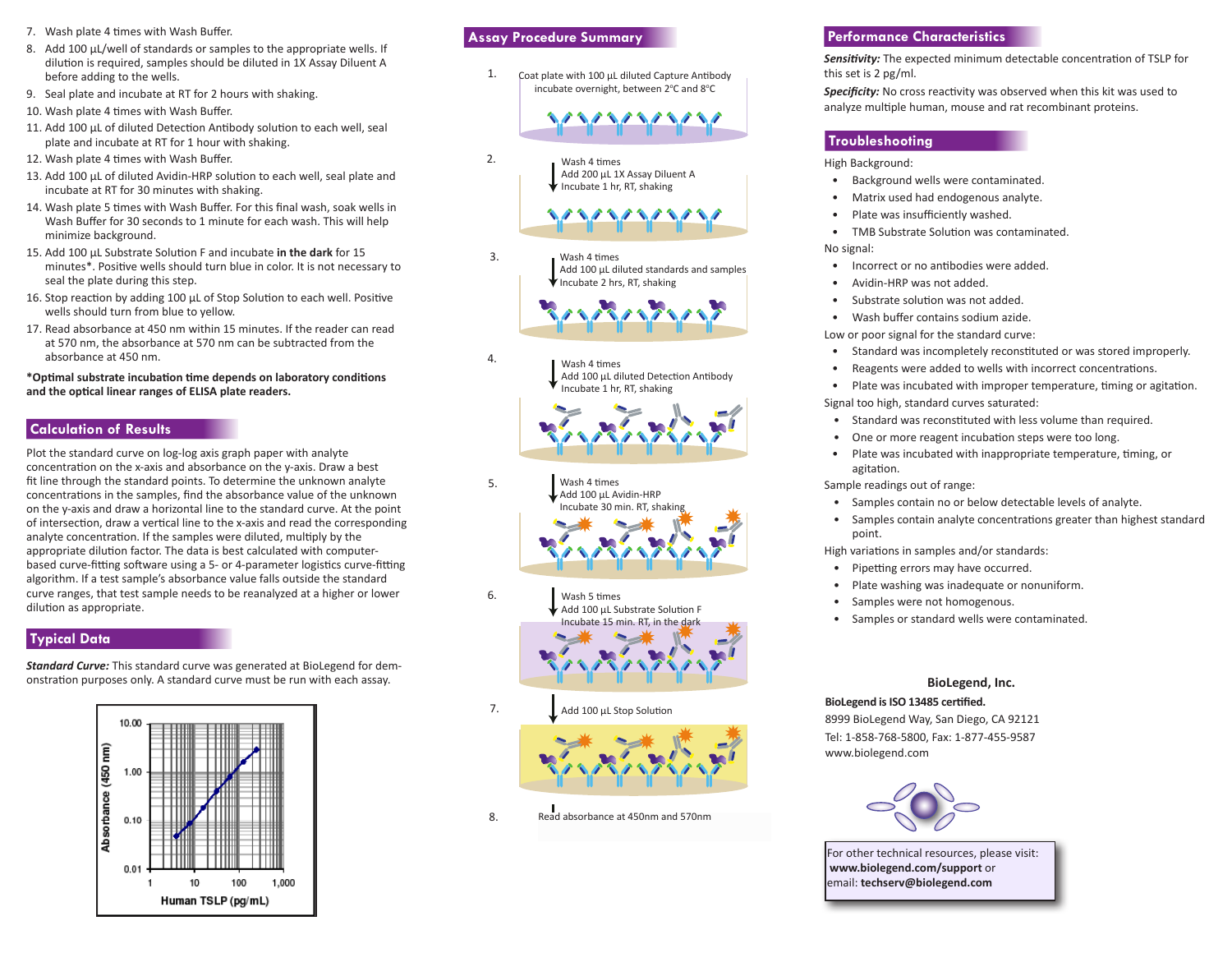7. Wash plate 4 times with Wash Buffer.
8. Add 100 µL/well of standards or samples to the appropriate wells. If dilution is required, samples should be diluted in 1X Assay Diluent A before adding to the wells.
9. Seal plate and incubate at RT for 2 hours with shaking.
10. Wash plate 4 times with Wash Buffer.
11. Add 100 µL of diluted Detection Antibody solution to each well, seal plate and incubate at RT for 1 hour with shaking.
12. Wash plate 4 times with Wash Buffer.
13. Add 100 µL of diluted Avidin-HRP solution to each well, seal plate and incubate at RT for 30 minutes with shaking.
14. Wash plate 5 times with Wash Buffer. For this final wash, soak wells in Wash Buffer for 30 seconds to 1 minute for each wash. This will help minimize background.
15. Add 100 µL Substrate Solution F and incubate **in the dark** for 15 minutes*. Positive wells should turn blue in color. It is not necessary to seal the plate during this step.
16. Stop reaction by adding 100 µL of Stop Solution to each well. Positive wells should turn from blue to yellow.
17. Read absorbance at 450 nm within 15 minutes. If the reader can read at 570 nm, the absorbance at 570 nm can be subtracted from the absorbance at 450 nm.

**\*Optimal substrate incubation time depends on laboratory conditions and the optical linear ranges of ELISA plate readers.**

## Calculation of Results

Plot the standard curve on log-log axis graph paper with analyte concentration on the x-axis and absorbance on the y-axis. Draw a best fit line through the standard points. To determine the unknown analyte concentrations in the samples, find the absorbance value of the unknown on the y-axis and draw a horizontal line to the standard curve. At the point of intersection, draw a vertical line to the x-axis and read the corresponding analyte concentration. If the samples were diluted, multiply by the appropriate dilution factor. The data is best calculated with computer-based curve-fitting software using a 5- or 4-parameter logistics curve-fitting algorithm. If a test sample's absorbance value falls outside the standard curve ranges, that test sample needs to be reanalyzed at a higher or lower dilution as appropriate.

## Typical Data

***Standard Curve:*** This standard curve was generated at BioLegend for demonstration purposes only. A standard curve must be run with each assay.

Absorbance (450 nm)
10.00
1.00
0.10
0.01
1
10
100
1,000
Human TSLP (pg/mL)

## Assay Procedure Summary

1. Coat plate with 100 µL diluted Capture Antibody incubate overnight, between 2°C and 8°C
2. Wash 4 times
   Add 200 µL 1X Assay Diluent A
   Incubate 1 hr, RT, shaking
3. Wash 4 times
   Add 100 µL diluted standards and samples
   Incubate 2 hrs, RT, shaking
4. Wash 4 times
   Add 100 µL diluted Detection Antibody
   Incubate 1 hr, RT, shaking
5. Wash 4 times
   Add 100 µL Avidin-HRP
   Incubate 30 min. RT, shaking
6. Wash 5 times
   Add 100 µL Substrate Solution F
   Incubate 15 min. RT, in the dark
7. Add 100 µL Stop Solution
8. Read absorbance at 450nm and 570nm

## Performance Characteristics

***Sensitivity:*** The expected minimum detectable concentration of TSLP for this set is 2 pg/ml.

***Specificity:*** No cross reactivity was observed when this kit was used to analyze multiple human, mouse and rat recombinant proteins.

## Troubleshooting

High Background:
- Background wells were contaminated.
- Matrix used had endogenous analyte.
- Plate was insufficiently washed.
- TMB Substrate Solution was contaminated.

No signal:
- Incorrect or no antibodies were added.
- Avidin-HRP was not added.
- Substrate solution was not added.
- Wash buffer contains sodium azide.

Low or poor signal for the standard curve:
- Standard was incompletely reconstituted or was stored improperly.
- Reagents were added to wells with incorrect concentrations.
- Plate was incubated with improper temperature, timing or agitation.

Signal too high, standard curves saturated:
- Standard was reconstituted with less volume than required.
- One or more reagent incubation steps were too long.
- Plate was incubated with inappropriate temperature, timing, or agitation.

Sample readings out of range:
- Samples contain no or below detectable levels of analyte.
- Samples contain analyte concentrations greater than highest standard point.

High variations in samples and/or standards:
- Pipetting errors may have occurred.
- Plate washing was inadequate or nonuniform.
- Samples were not homogenous.
- Samples or standard wells were contaminated.

**BioLegend, Inc.**

**BioLegend is ISO 13485 certified.**

8999 BioLegend Way, San Diego, CA 92121
Tel: 1-858-768-5800, Fax: 1-877-455-9587
www.biolegend.com

For other technical resources, please visit: **www.biolegend.com/support** or email: **techserv@biolegend.com**